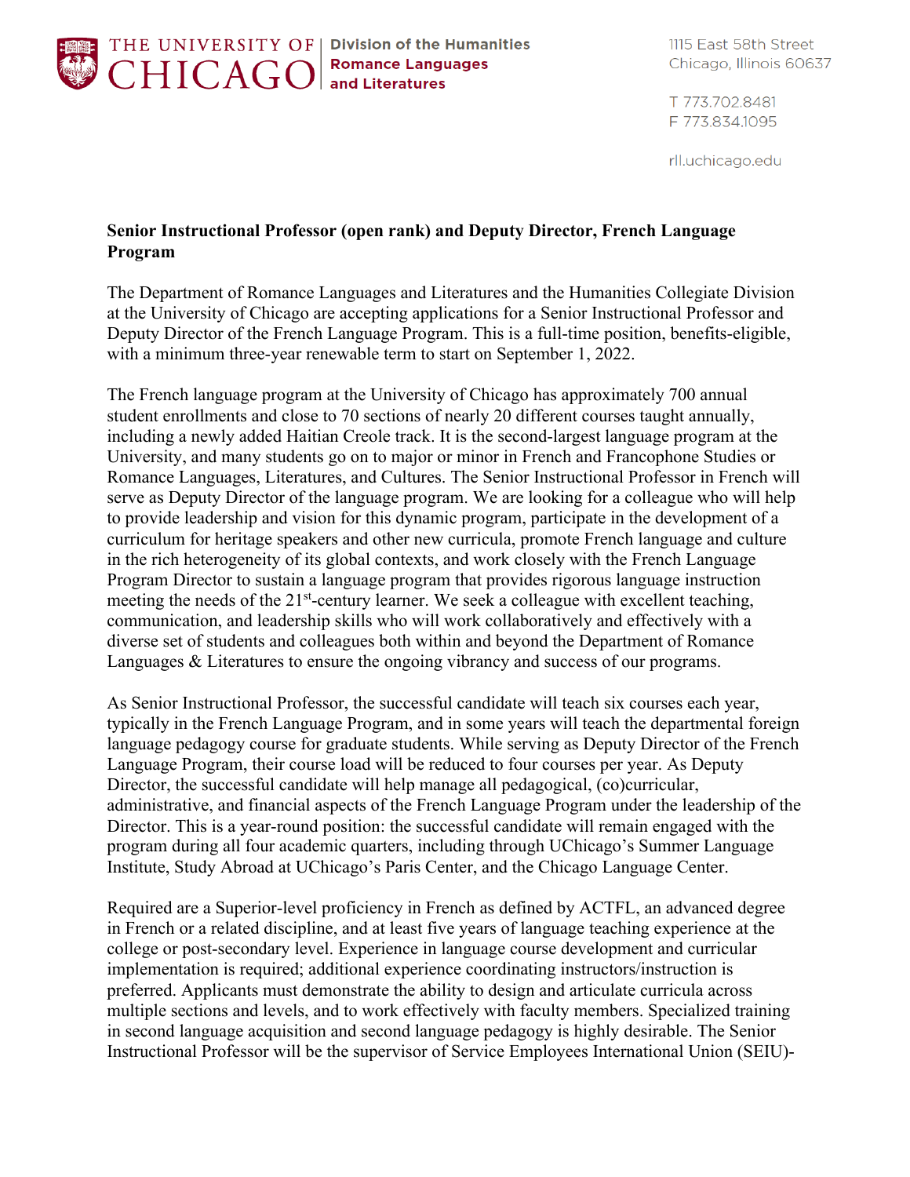THE UNIVERSITY OF CHICAGO | Division of the Humanities | Romance Languages and Literatures

1115 East 58th Street
Chicago, Illinois 60637

T 773.702.8481
F 773.834.1095

rll.uchicago.edu

**Senior Instructional Professor (open rank) and Deputy Director, French Language Program**

The Department of Romance Languages and Literatures and the Humanities Collegiate Division at the University of Chicago are accepting applications for a Senior Instructional Professor and Deputy Director of the French Language Program. This is a full-time position, benefits-eligible, with a minimum three-year renewable term to start on September 1, 2022.

The French language program at the University of Chicago has approximately 700 annual student enrollments and close to 70 sections of nearly 20 different courses taught annually, including a newly added Haitian Creole track. It is the second-largest language program at the University, and many students go on to major or minor in French and Francophone Studies or Romance Languages, Literatures, and Cultures. The Senior Instructional Professor in French will serve as Deputy Director of the language program. We are looking for a colleague who will help to provide leadership and vision for this dynamic program, participate in the development of a curriculum for heritage speakers and other new curricula, promote French language and culture in the rich heterogeneity of its global contexts, and work closely with the French Language Program Director to sustain a language program that provides rigorous language instruction meeting the needs of the 21st-century learner. We seek a colleague with excellent teaching, communication, and leadership skills who will work collaboratively and effectively with a diverse set of students and colleagues both within and beyond the Department of Romance Languages & Literatures to ensure the ongoing vibrancy and success of our programs.

As Senior Instructional Professor, the successful candidate will teach six courses each year, typically in the French Language Program, and in some years will teach the departmental foreign language pedagogy course for graduate students. While serving as Deputy Director of the French Language Program, their course load will be reduced to four courses per year. As Deputy Director, the successful candidate will help manage all pedagogical, (co)curricular, administrative, and financial aspects of the French Language Program under the leadership of the Director. This is a year-round position: the successful candidate will remain engaged with the program during all four academic quarters, including through UChicago's Summer Language Institute, Study Abroad at UChicago's Paris Center, and the Chicago Language Center.

Required are a Superior-level proficiency in French as defined by ACTFL, an advanced degree in French or a related discipline, and at least five years of language teaching experience at the college or post-secondary level. Experience in language course development and curricular implementation is required; additional experience coordinating instructors/instruction is preferred. Applicants must demonstrate the ability to design and articulate curricula across multiple sections and levels, and to work effectively with faculty members. Specialized training in second language acquisition and second language pedagogy is highly desirable. The Senior Instructional Professor will be the supervisor of Service Employees International Union (SEIU)-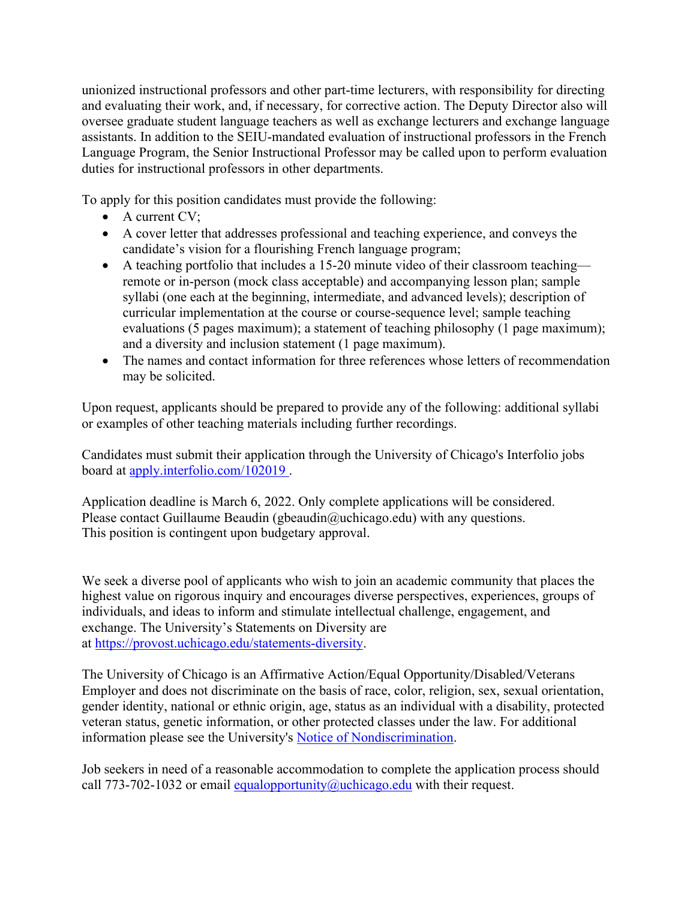unionized instructional professors and other part-time lecturers, with responsibility for directing and evaluating their work, and, if necessary, for corrective action. The Deputy Director also will oversee graduate student language teachers as well as exchange lecturers and exchange language assistants. In addition to the SEIU-mandated evaluation of instructional professors in the French Language Program, the Senior Instructional Professor may be called upon to perform evaluation duties for instructional professors in other departments.

To apply for this position candidates must provide the following:

- A current CV;
- A cover letter that addresses professional and teaching experience, and conveys the candidate's vision for a flourishing French language program;
- A teaching portfolio that includes a 15-20 minute video of their classroom teaching—remote or in-person (mock class acceptable) and accompanying lesson plan; sample syllabi (one each at the beginning, intermediate, and advanced levels); description of curricular implementation at the course or course-sequence level; sample teaching evaluations (5 pages maximum); a statement of teaching philosophy (1 page maximum); and a diversity and inclusion statement (1 page maximum).
- The names and contact information for three references whose letters of recommendation may be solicited.

Upon request, applicants should be prepared to provide any of the following: additional syllabi or examples of other teaching materials including further recordings.

Candidates must submit their application through the University of Chicago's Interfolio jobs board at [apply.interfolio.com/102019](apply.interfolio.com/102019) .

Application deadline is March 6, 2022. Only complete applications will be considered.
Please contact Guillaume Beaudin (gbeaudin@uchicago.edu) with any questions.
This position is contingent upon budgetary approval.

We seek a diverse pool of applicants who wish to join an academic community that places the highest value on rigorous inquiry and encourages diverse perspectives, experiences, groups of individuals, and ideas to inform and stimulate intellectual challenge, engagement, and exchange. The University's Statements on Diversity are at [https://provost.uchicago.edu/statements-diversity](https://provost.uchicago.edu/statements-diversity).

The University of Chicago is an Affirmative Action/Equal Opportunity/Disabled/Veterans Employer and does not discriminate on the basis of race, color, religion, sex, sexual orientation, gender identity, national or ethnic origin, age, status as an individual with a disability, protected veteran status, genetic information, or other protected classes under the law. For additional information please see the University's Notice of Nondiscrimination.

Job seekers in need of a reasonable accommodation to complete the application process should call 773-702-1032 or email equalopportunity@uchicago.edu with their request.